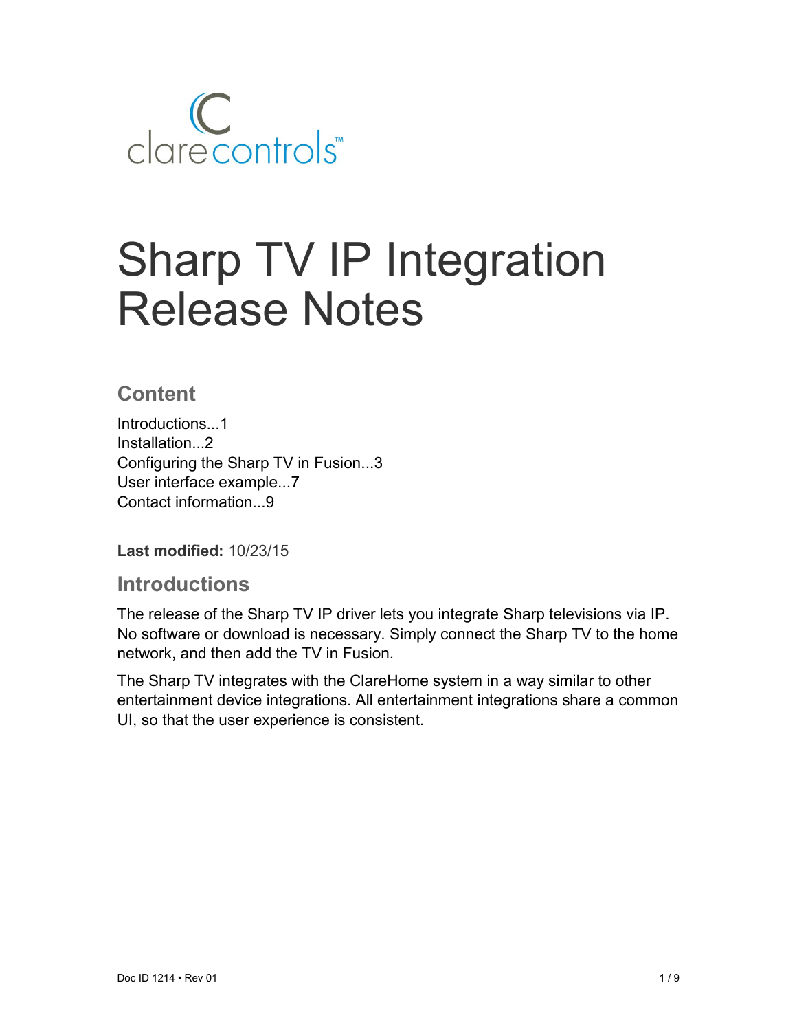# Sharp TV IP Integration Release Notes

## Content

Introductions...1
Installation...2
Configuring the Sharp TV in Fusion...3
User interface example...7
Contact information...9

**Last modified:** 10/23/15

## Introductions

The release of the Sharp TV IP driver lets you integrate Sharp televisions via IP. No software or download is necessary. Simply connect the Sharp TV to the home network, and then add the TV in Fusion.

The Sharp TV integrates with the ClareHome system in a way similar to other entertainment device integrations. All entertainment integrations share a common UI, so that the user experience is consistent.

Doc ID 1214 • Rev 01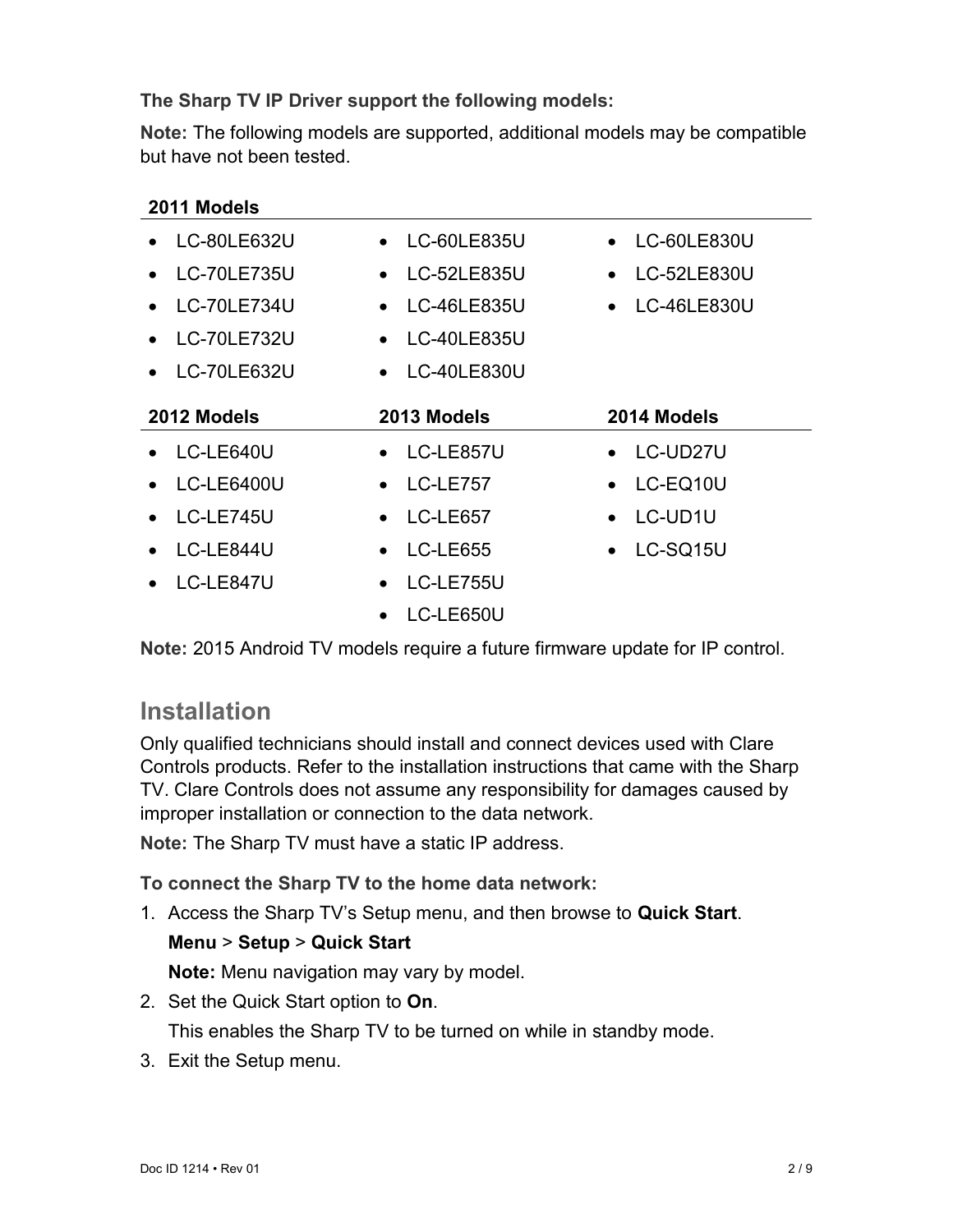**The Sharp TV IP Driver support the following models:**

**Note:** The following models are supported, additional models may be compatible but have not been tested.

**2011 Models**

- LC-80LE632U
- LC-70LE735U
- LC-70LE734U
- LC-70LE732U
- LC-70LE632U
- LC-60LE835U
- LC-52LE835U
- LC-46LE835U
- LC-40LE835U
- LC-40LE830U
- LC-60LE830U
- LC-52LE830U
- LC-46LE830U

**2012 Models**

- LC-LE640U
- LC-LE6400U
- LC-LE745U
- LC-LE844U
- LC-LE847U

**2013 Models**

- LC-LE857U
- LC-LE757
- LC-LE657
- LC-LE655
- LC-LE755U
- LC-LE650U

**2014 Models**

- LC-UD27U
- LC-EQ10U
- LC-UD1U
- LC-SQ15U

**Note:** 2015 Android TV models require a future firmware update for IP control.

## Installation

Only qualified technicians should install and connect devices used with Clare Controls products. Refer to the installation instructions that came with the Sharp TV. Clare Controls does not assume any responsibility for damages caused by improper installation or connection to the data network.

**Note:** The Sharp TV must have a static IP address.

**To connect the Sharp TV to the home data network:**

1. Access the Sharp TV's Setup menu, and then browse to **Quick Start**.

   **Menu** > **Setup** > **Quick Start**

   **Note:** Menu navigation may vary by model.

2. Set the Quick Start option to **On**.

   This enables the Sharp TV to be turned on while in standby mode.

3. Exit the Setup menu.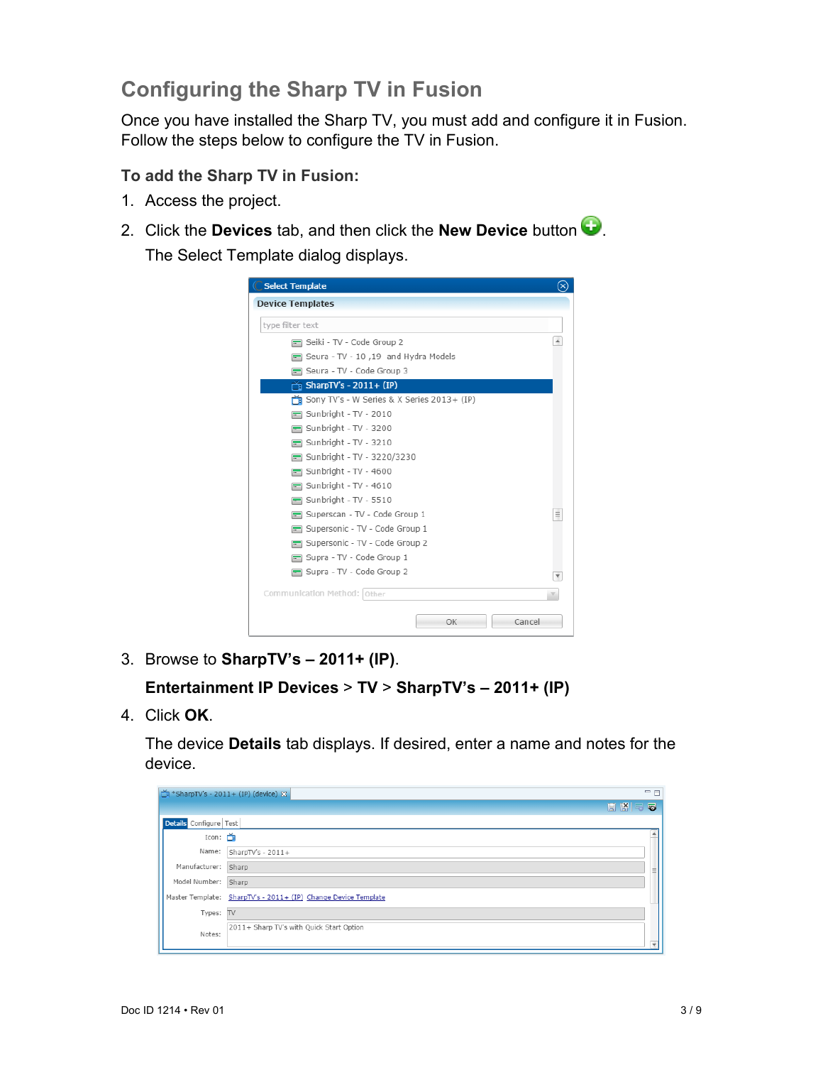## Configuring the Sharp TV in Fusion

Once you have installed the Sharp TV, you must add and configure it in Fusion. Follow the steps below to configure the TV in Fusion.

### To add the Sharp TV in Fusion:

1. Access the project.
2. Click the **Devices** tab, and then click the **New Device** button.

   The Select Template dialog displays.

3. Browse to **SharpTV's – 2011+ (IP)**.

   **Entertainment IP Devices** > **TV** > **SharpTV's – 2011+ (IP)**

4. Click **OK**.

   The device **Details** tab displays. If desired, enter a name and notes for the device.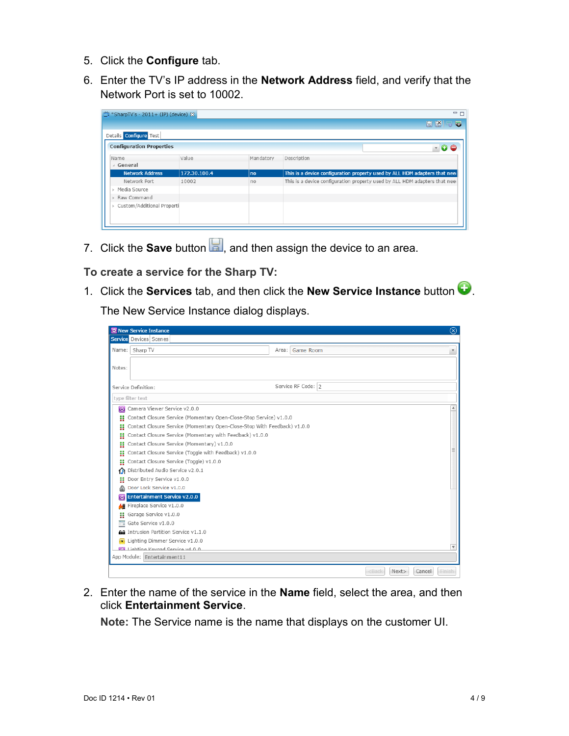5. Click the **Configure** tab.
6. Enter the TV's IP address in the **Network Address** field, and verify that the Network Port is set to 10002.

7. Click the **Save** button, and then assign the device to an area.

### To create a service for the Sharp TV:

1. Click the **Services** tab, and then click the **New Service Instance** button.

   The New Service Instance dialog displays.

2. Enter the name of the service in the **Name** field, select the area, and then click **Entertainment Service**.

   **Note:** The Service name is the name that displays on the customer UI.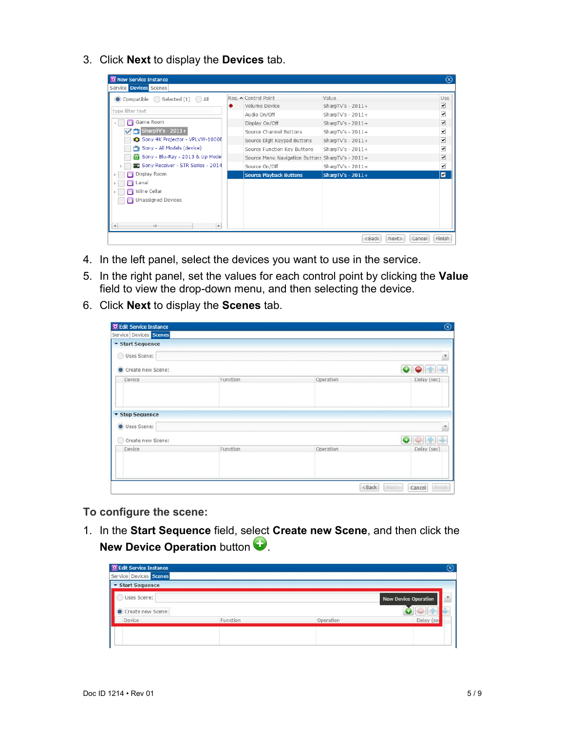3. Click **Next** to display the **Devices** tab.

4. In the left panel, select the devices you want to use in the service.
5. In the right panel, set the values for each control point by clicking the **Value** field to view the drop-down menu, and then selecting the device.
6. Click **Next** to display the **Scenes** tab.

### To configure the scene:

1. In the **Start Sequence** field, select **Create new Scene**, and then click the **New Device Operation** button .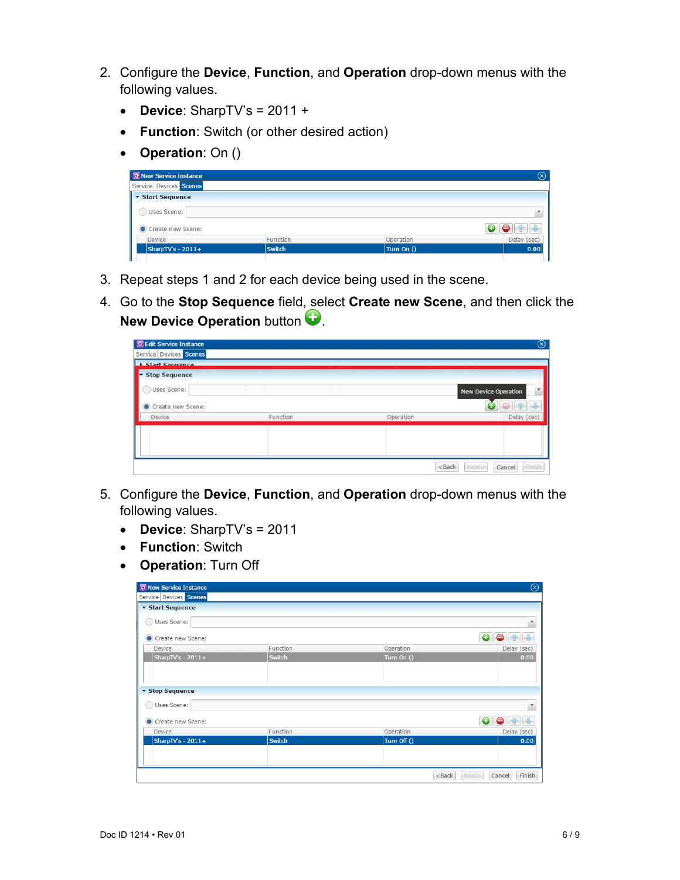2. Configure the **Device**, **Function**, and **Operation** drop-down menus with the following values.
    - **Device**: SharpTV's = 2011 +
    - **Function**: Switch (or other desired action)
    - **Operation**: On ()

3. Repeat steps 1 and 2 for each device being used in the scene.
4. Go to the **Stop Sequence** field, select **Create new Scene**, and then click the **New Device Operation** button.

5. Configure the **Device**, **Function**, and **Operation** drop-down menus with the following values.
    - **Device**: SharpTV's = 2011
    - **Function**: Switch
    - **Operation**: Turn Off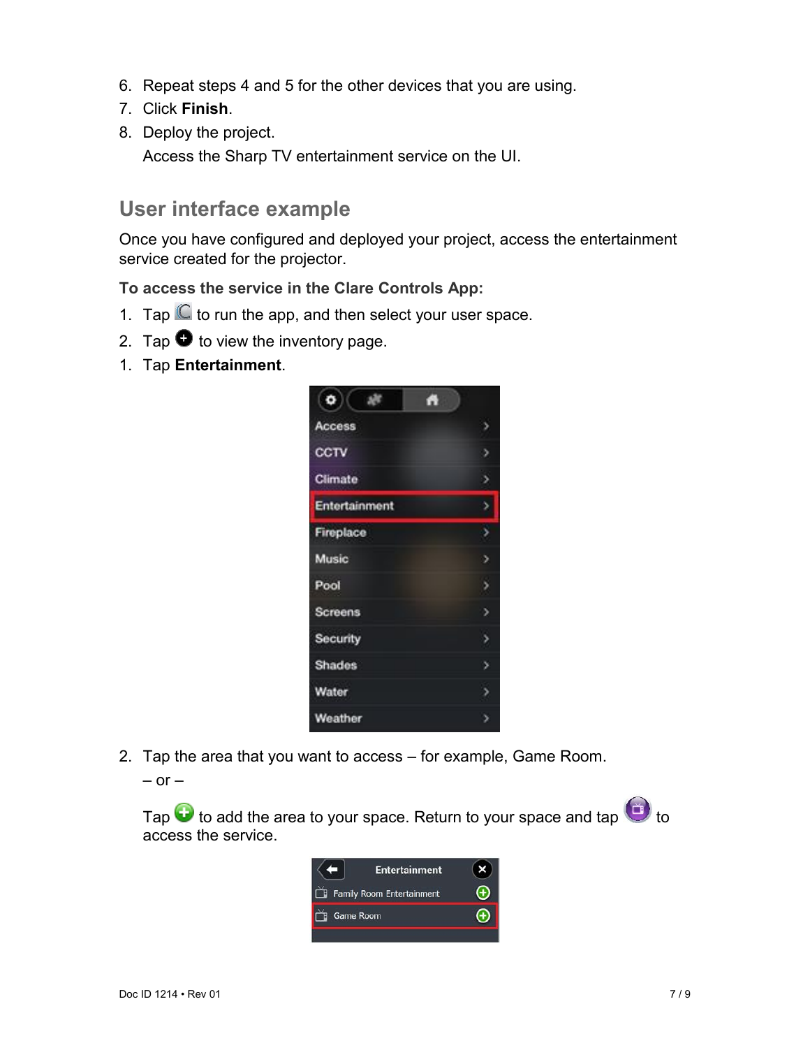6. Repeat steps 4 and 5 for the other devices that you are using.
7. Click **Finish**.
8. Deploy the project.

   Access the Sharp TV entertainment service on the UI.

## User interface example

Once you have configured and deployed your project, access the entertainment service created for the projector.

**To access the service in the Clare Controls App:**

1. Tap to run the app, and then select your user space.
2. Tap to view the inventory page.
1. Tap **Entertainment**.
2. Tap the area that you want to access – for example, Game Room.

   – or –

   Tap to add the area to your space. Return to your space and tap to access the service.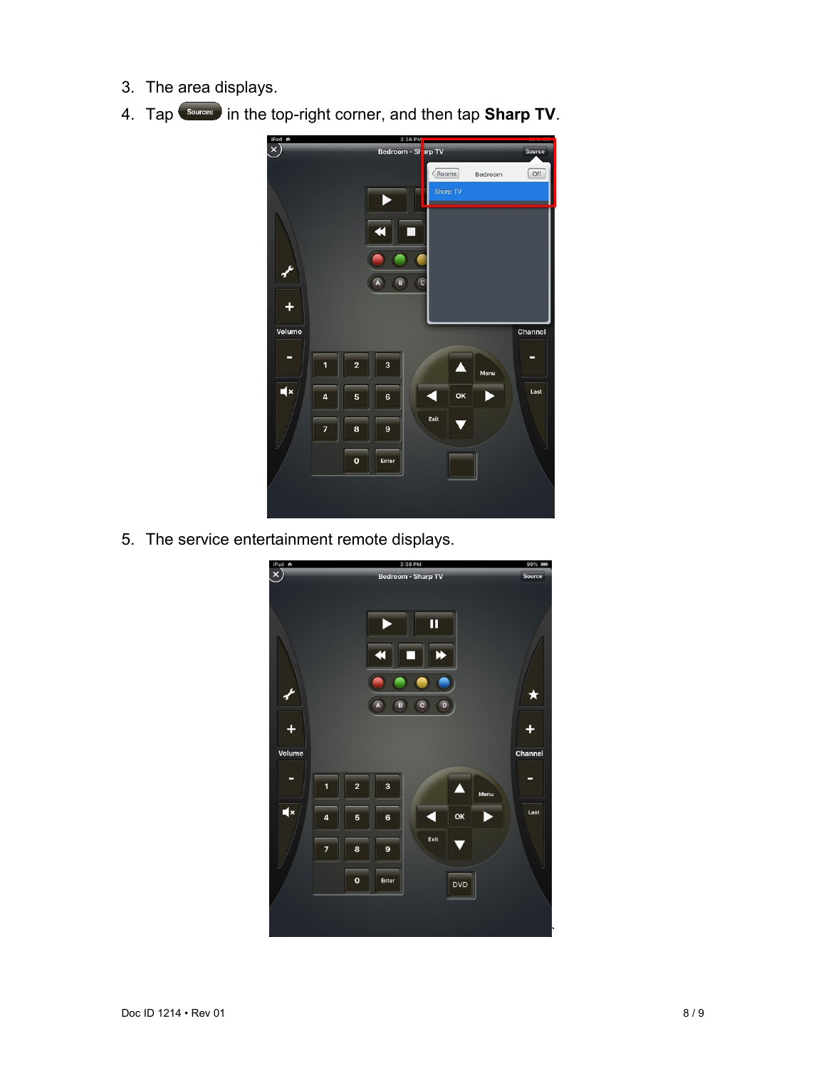3. The area displays.
4. Tap Sources in the top-right corner, and then tap **Sharp TV**.

5. The service entertainment remote displays.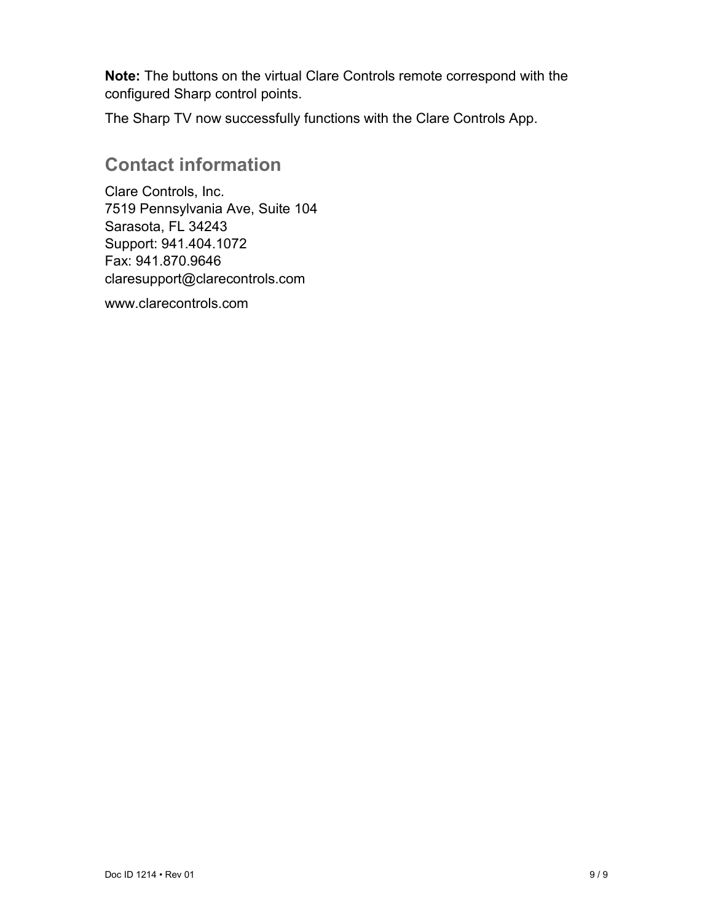**Note:** The buttons on the virtual Clare Controls remote correspond with the configured Sharp control points.

The Sharp TV now successfully functions with the Clare Controls App.

## Contact information

Clare Controls, Inc.
7519 Pennsylvania Ave, Suite 104
Sarasota, FL 34243
Support: 941.404.1072
Fax: 941.870.9646
claresupport@clarecontrols.com

www.clarecontrols.com